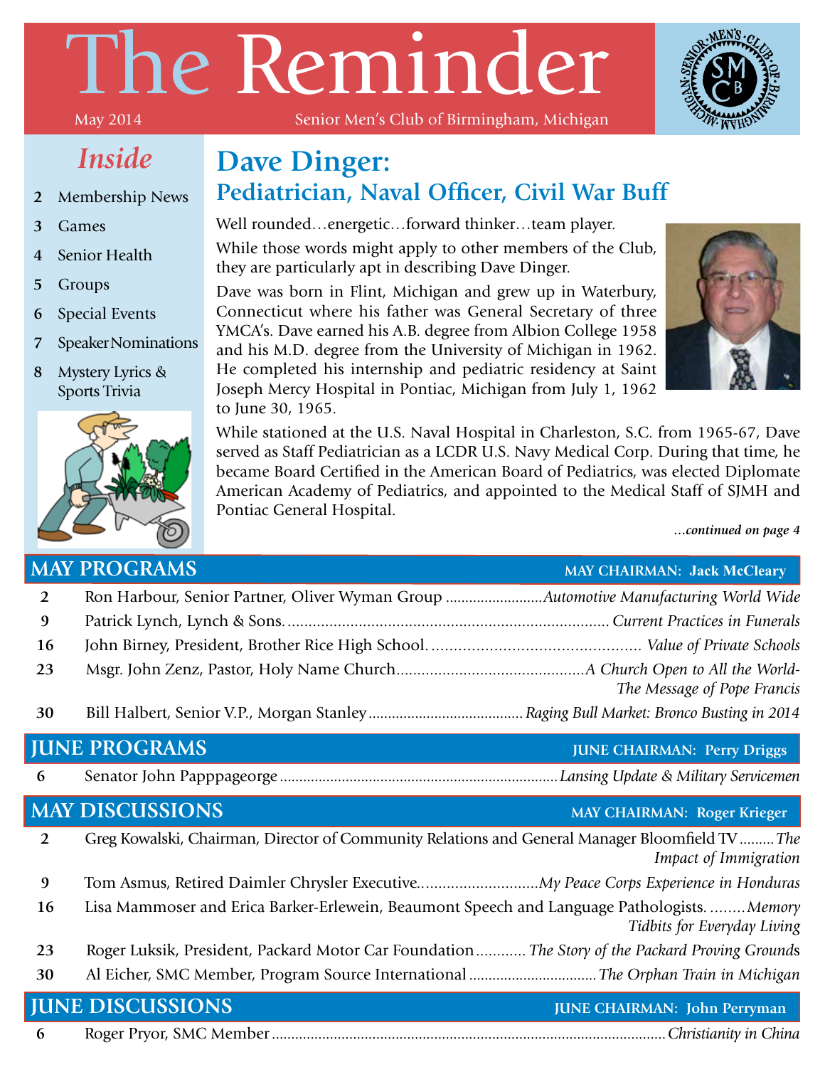# The Reminder

May 2014 — Senior Men's Club of Birmingham, Michigan

## Inside

- 2 Membership News
- 3 Games
- 4 Senior Health
- 5 Groups
- 6 Special Events
- 7 Speaker Nominations
- 8 Mystery Lyrics & Sports Trivia

## Dave Dinger:
### Pediatrician, Naval Officer, Civil War Buff

Well rounded…energetic…forward thinker…team player.

While those words might apply to other members of the Club, they are particularly apt in describing Dave Dinger.

Dave was born in Flint, Michigan and grew up in Waterbury, Connecticut where his father was General Secretary of three YMCA's. Dave earned his A.B. degree from Albion College 1958 and his M.D. degree from the University of Michigan in 1962. He completed his internship and pediatric residency at Saint Joseph Mercy Hospital in Pontiac, Michigan from July 1, 1962 to June 30, 1965.

While stationed at the U.S. Naval Hospital in Charleston, S.C. from 1965-67, Dave served as Staff Pediatrician as a LCDR U.S. Navy Medical Corp. During that time, he became Board Certified in the American Board of Pediatrics, was elected Diplomate American Academy of Pediatrics, and appointed to the Medical Staff of SJMH and Pontiac General Hospital.

*…continued on page 4*

## MAY PROGRAMS — MAY CHAIRMAN: Jack McCleary

| | | |
|---|---|---|
| **2** | Ron Harbour, Senior Partner, Oliver Wyman Group | *Automotive Manufacturing World Wide* |
| **9** | Patrick Lynch, Lynch & Sons. | *Current Practices in Funerals* |
| **16** | John Birney, President, Brother Rice High School. | *Value of Private Schools* |
| **23** | Msgr. John Zenz, Pastor, Holy Name Church | *A Church Open to All the World- The Message of Pope Francis* |
| **30** | Bill Halbert, Senior V.P., Morgan Stanley | *Raging Bull Market: Bronco Busting in 2014* |

## JUNE PROGRAMS — JUNE CHAIRMAN: Perry Driggs

| | | |
|---|---|---|
| **6** | Senator John Papppageorge | *Lansing Update & Military Servicemen* |

## MAY DISCUSSIONS — MAY CHAIRMAN: Roger Krieger

| | | |
|---|---|---|
| **2** | Greg Kowalski, Chairman, Director of Community Relations and General Manager Bloomfield TV | *The Impact of Immigration* |
| **9** | Tom Asmus, Retired Daimler Chrysler Executive. | *My Peace Corps Experience in Honduras* |
| **16** | Lisa Mammoser and Erica Barker-Erlewein, Beaumont Speech and Language Pathologists. | *Memory Tidbits for Everyday Living* |
| **23** | Roger Luksik, President, Packard Motor Car Foundation | *The Story of the Packard Proving Grounds* |
| **30** | Al Eicher, SMC Member, Program Source International | *The Orphan Train in Michigan* |

## JUNE DISCUSSIONS — JUNE CHAIRMAN: John Perryman

| | | |
|---|---|---|
| **6** | Roger Pryor, SMC Member | *Christianity in China* |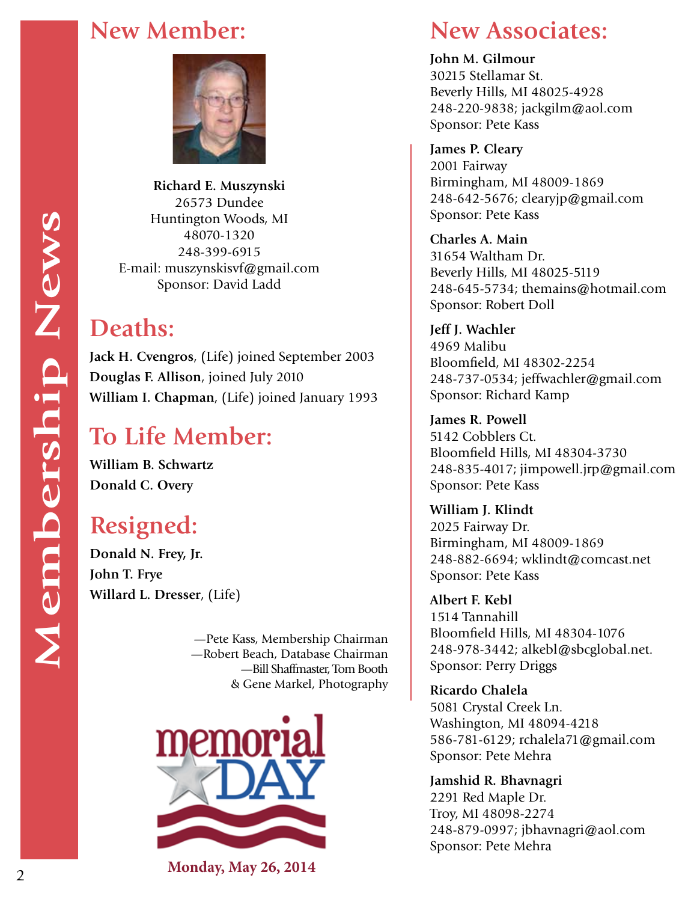# Membership News

## New Member:

**Richard E. Muszynski**
26573 Dundee
Huntington Woods, MI
48070-1320
248-399-6915
E-mail: muszynskisvf@gmail.com
Sponsor: David Ladd

## Deaths:

**Jack H. Cvengros**, (Life) joined September 2003
**Douglas F. Allison**, joined July 2010
**William I. Chapman**, (Life) joined January 1993

## To Life Member:

**William B. Schwartz**
**Donald C. Overy**

## Resigned:

**Donald N. Frey, Jr.**
**John T. Frye**
**Willard L. Dresser**, (Life)

—Pete Kass, Membership Chairman
—Robert Beach, Database Chairman
—Bill Shaffmaster, Tom Booth & Gene Markel, Photography

memorial DAY

**Monday, May 26, 2014**

## New Associates:

**John M. Gilmour**
30215 Stellamar St.
Beverly Hills, MI 48025-4928
248-220-9838; jackgilm@aol.com
Sponsor: Pete Kass

**James P. Cleary**
2001 Fairway
Birmingham, MI 48009-1869
248-642-5676; clearyjp@gmail.com
Sponsor: Pete Kass

**Charles A. Main**
31654 Waltham Dr.
Beverly Hills, MI 48025-5119
248-645-5734; themains@hotmail.com
Sponsor: Robert Doll

**Jeff J. Wachler**
4969 Malibu
Bloomfield, MI 48302-2254
248-737-0534; jeffwachler@gmail.com
Sponsor: Richard Kamp

**James R. Powell**
5142 Cobblers Ct.
Bloomfield Hills, MI 48304-3730
248-835-4017; jimpowell.jrp@gmail.com
Sponsor: Pete Kass

**William J. Klindt**
2025 Fairway Dr.
Birmingham, MI 48009-1869
248-882-6694; wklindt@comcast.net
Sponsor: Pete Kass

**Albert F. Kebl**
1514 Tannahill
Bloomfield Hills, MI 48304-1076
248-978-3442; alkebl@sbcglobal.net.
Sponsor: Perry Driggs

**Ricardo Chalela**
5081 Crystal Creek Ln.
Washington, MI 48094-4218
586-781-6129; rchalela71@gmail.com
Sponsor: Pete Mehra

**Jamshid R. Bhavnagri**
2291 Red Maple Dr.
Troy, MI 48098-2274
248-879-0997; jbhavnagri@aol.com
Sponsor: Pete Mehra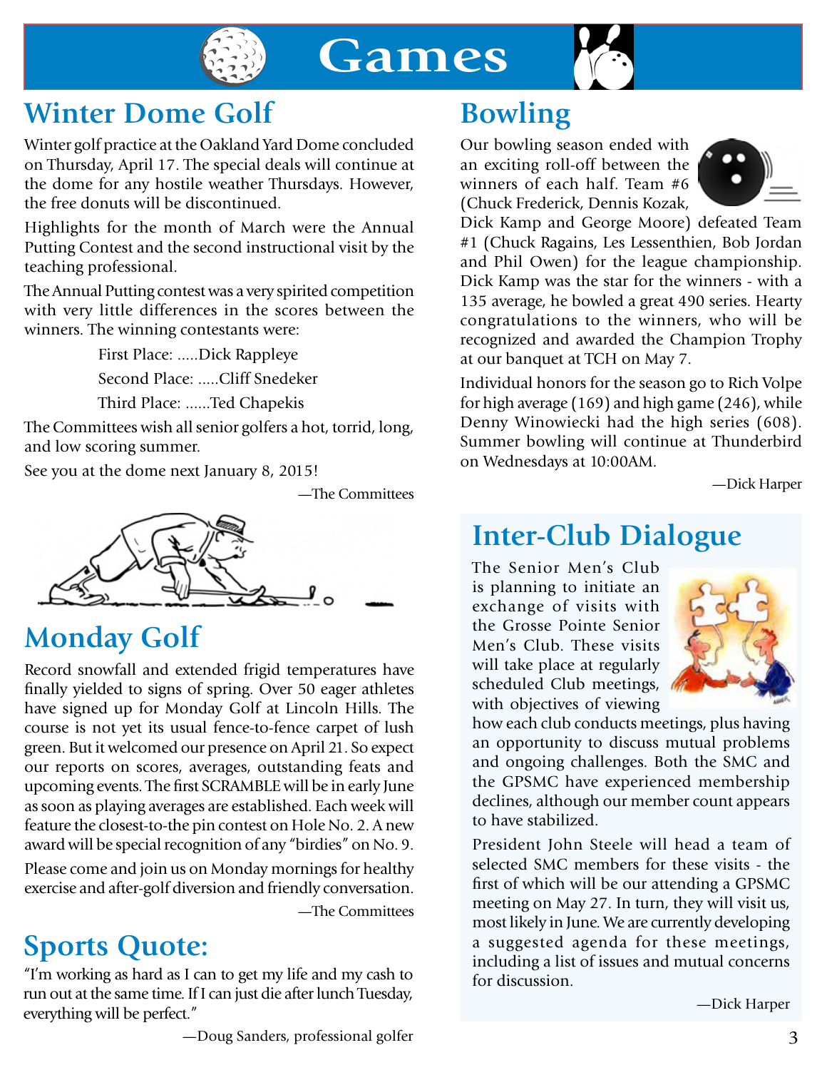# Games

## Winter Dome Golf

Winter golf practice at the Oakland Yard Dome concluded on Thursday, April 17. The special deals will continue at the dome for any hostile weather Thursdays. However, the free donuts will be discontinued.

Highlights for the month of March were the Annual Putting Contest and the second instructional visit by the teaching professional.

The Annual Putting contest was a very spirited competition with very little differences in the scores between the winners. The winning contestants were:

First Place: .....Dick Rappleye

Second Place: .....Cliff Snedeker

Third Place: ......Ted Chapekis

The Committees wish all senior golfers a hot, torrid, long, and low scoring summer.

See you at the dome next January 8, 2015!

—The Committees

## Monday Golf

Record snowfall and extended frigid temperatures have finally yielded to signs of spring. Over 50 eager athletes have signed up for Monday Golf at Lincoln Hills. The course is not yet its usual fence-to-fence carpet of lush green. But it welcomed our presence on April 21. So expect our reports on scores, averages, outstanding feats and upcoming events. The first SCRAMBLE will be in early June as soon as playing averages are established. Each week will feature the closest-to-the pin contest on Hole No. 2. A new award will be special recognition of any "birdies" on No. 9.

Please come and join us on Monday mornings for healthy exercise and after-golf diversion and friendly conversation.

—The Committees

## Sports Quote:

"I'm working as hard as I can to get my life and my cash to run out at the same time. If I can just die after lunch Tuesday, everything will be perfect."

—Doug Sanders, professional golfer

## Bowling

Our bowling season ended with an exciting roll-off between the winners of each half. Team #6 (Chuck Frederick, Dennis Kozak, Dick Kamp and George Moore) defeated Team #1 (Chuck Ragains, Les Lessenthien, Bob Jordan and Phil Owen) for the league championship. Dick Kamp was the star for the winners - with a 135 average, he bowled a great 490 series. Hearty congratulations to the winners, who will be recognized and awarded the Champion Trophy at our banquet at TCH on May 7.

Individual honors for the season go to Rich Volpe for high average (169) and high game (246), while Denny Winowiecki had the high series (608). Summer bowling will continue at Thunderbird on Wednesdays at 10:00AM.

—Dick Harper

## Inter-Club Dialogue

The Senior Men's Club is planning to initiate an exchange of visits with the Grosse Pointe Senior Men's Club. These visits will take place at regularly scheduled Club meetings, with objectives of viewing how each club conducts meetings, plus having an opportunity to discuss mutual problems and ongoing challenges. Both the SMC and the GPSMC have experienced membership declines, although our member count appears to have stabilized.

President John Steele will head a team of selected SMC members for these visits - the first of which will be our attending a GPSMC meeting on May 27. In turn, they will visit us, most likely in June. We are currently developing a suggested agenda for these meetings, including a list of issues and mutual concerns for discussion.

—Dick Harper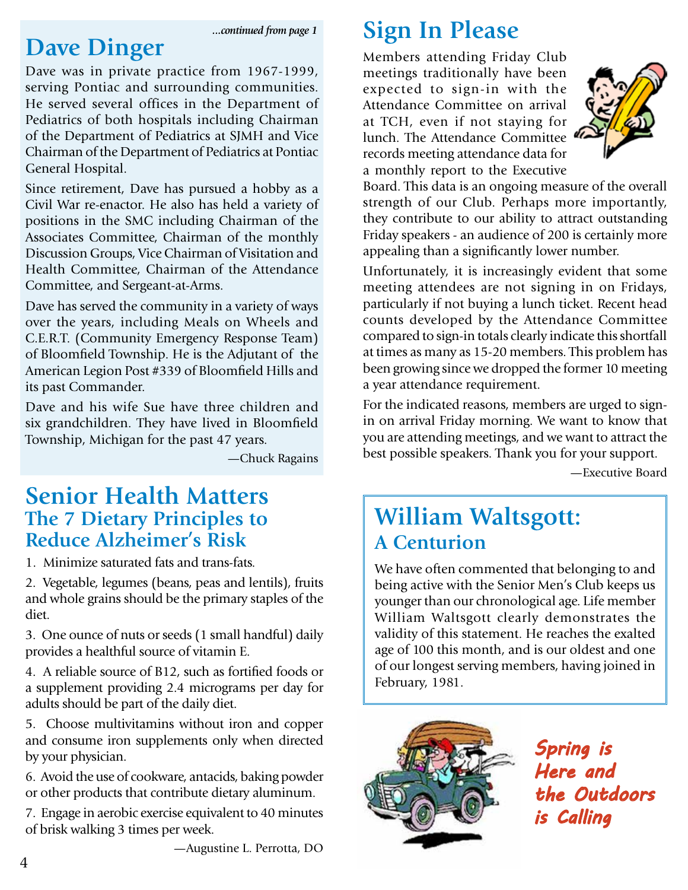*...continued from page 1*

## Dave Dinger

Dave was in private practice from 1967-1999, serving Pontiac and surrounding communities. He served several offices in the Department of Pediatrics of both hospitals including Chairman of the Department of Pediatrics at SJMH and Vice Chairman of the Department of Pediatrics at Pontiac General Hospital.

Since retirement, Dave has pursued a hobby as a Civil War re-enactor. He also has held a variety of positions in the SMC including Chairman of the Associates Committee, Chairman of the monthly Discussion Groups, Vice Chairman of Visitation and Health Committee, Chairman of the Attendance Committee, and Sergeant-at-Arms.

Dave has served the community in a variety of ways over the years, including Meals on Wheels and C.E.R.T. (Community Emergency Response Team) of Bloomfield Township. He is the Adjutant of the American Legion Post #339 of Bloomfield Hills and its past Commander.

Dave and his wife Sue have three children and six grandchildren. They have lived in Bloomfield Township, Michigan for the past 47 years.

—Chuck Ragains

## Senior Health Matters
### The 7 Dietary Principles to Reduce Alzheimer's Risk

1. Minimize saturated fats and trans-fats.
2. Vegetable, legumes (beans, peas and lentils), fruits and whole grains should be the primary staples of the diet.
3. One ounce of nuts or seeds (1 small handful) daily provides a healthful source of vitamin E.
4. A reliable source of B12, such as fortified foods or a supplement providing 2.4 micrograms per day for adults should be part of the daily diet.
5. Choose multivitamins without iron and copper and consume iron supplements only when directed by your physician.
6. Avoid the use of cookware, antacids, baking powder or other products that contribute dietary aluminum.
7. Engage in aerobic exercise equivalent to 40 minutes of brisk walking 3 times per week.

—Augustine L. Perrotta, DO

## Sign In Please

Members attending Friday Club meetings traditionally have been expected to sign-in with the Attendance Committee on arrival at TCH, even if not staying for lunch. The Attendance Committee records meeting attendance data for a monthly report to the Executive Board. This data is an ongoing measure of the overall strength of our Club. Perhaps more importantly, they contribute to our ability to attract outstanding Friday speakers - an audience of 200 is certainly more appealing than a significantly lower number.

Unfortunately, it is increasingly evident that some meeting attendees are not signing in on Fridays, particularly if not buying a lunch ticket. Recent head counts developed by the Attendance Committee compared to sign-in totals clearly indicate this shortfall at times as many as 15-20 members. This problem has been growing since we dropped the former 10 meeting a year attendance requirement.

For the indicated reasons, members are urged to sign-in on arrival Friday morning. We want to know that you are attending meetings, and we want to attract the best possible speakers. Thank you for your support.

—Executive Board

## William Waltsgott:
### A Centurion

We have often commented that belonging to and being active with the Senior Men's Club keeps us younger than our chronological age. Life member William Waltsgott clearly demonstrates the validity of this statement. He reaches the exalted age of 100 this month, and is our oldest and one of our longest serving members, having joined in February, 1981.

*Spring is Here and the Outdoors is Calling*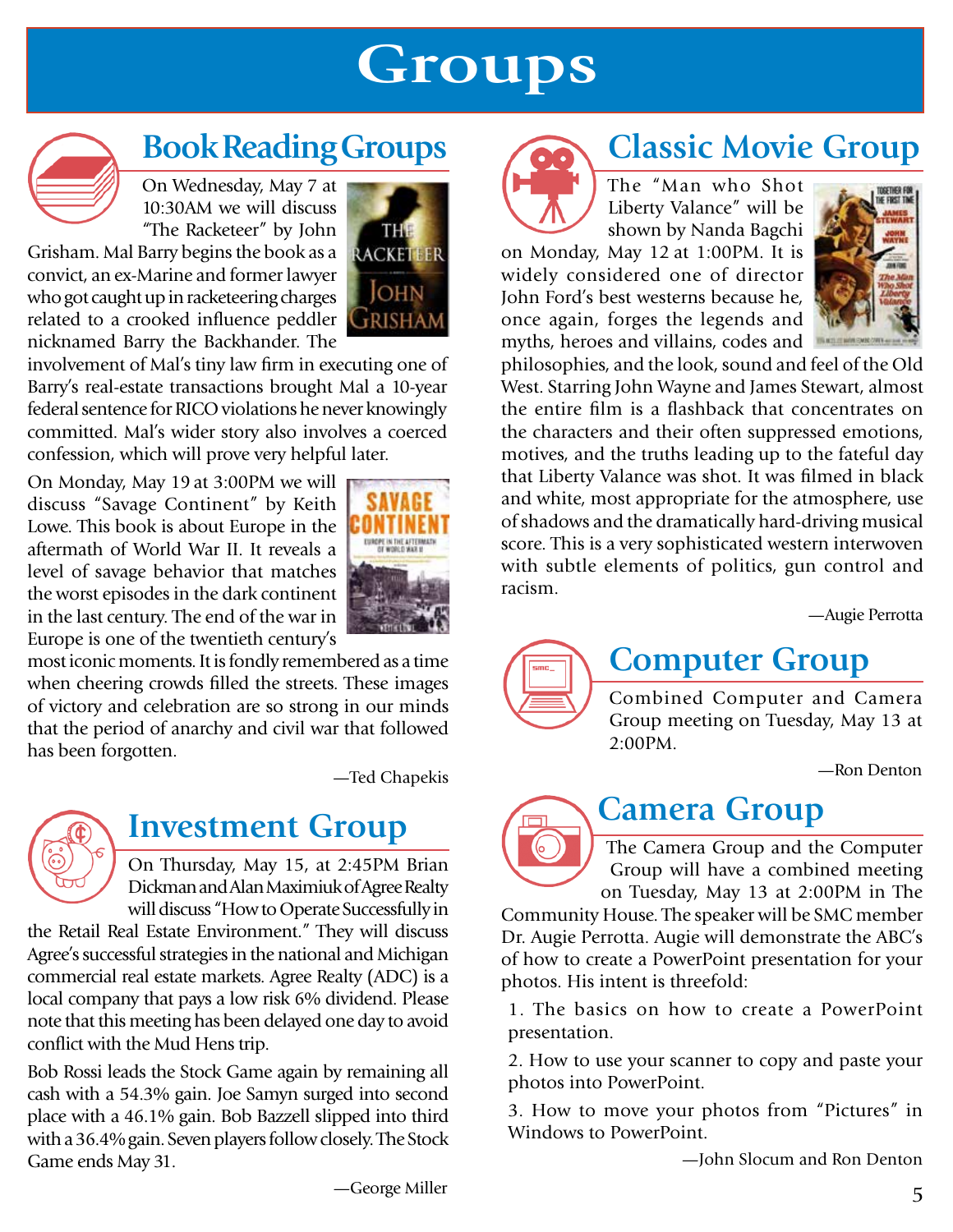# Groups

## Book Reading Groups

On Wednesday, May 7 at 10:30AM we will discuss "The Racketeer" by John Grisham. Mal Barry begins the book as a convict, an ex-Marine and former lawyer who got caught up in racketeering charges related to a crooked influence peddler nicknamed Barry the Backhander. The involvement of Mal's tiny law firm in executing one of Barry's real-estate transactions brought Mal a 10-year federal sentence for RICO violations he never knowingly committed. Mal's wider story also involves a coerced confession, which will prove very helpful later.

On Monday, May 19 at 3:00PM we will discuss "Savage Continent" by Keith Lowe. This book is about Europe in the aftermath of World War II. It reveals a level of savage behavior that matches the worst episodes in the dark continent in the last century. The end of the war in Europe is one of the twentieth century's most iconic moments. It is fondly remembered as a time when cheering crowds filled the streets. These images of victory and celebration are so strong in our minds that the period of anarchy and civil war that followed has been forgotten.

—Ted Chapekis

## Investment Group

On Thursday, May 15, at 2:45PM Brian Dickman and Alan Maximiuk of Agree Realty will discuss "How to Operate Successfully in the Retail Real Estate Environment." They will discuss Agree's successful strategies in the national and Michigan commercial real estate markets. Agree Realty (ADC) is a local company that pays a low risk 6% dividend. Please note that this meeting has been delayed one day to avoid conflict with the Mud Hens trip.

Bob Rossi leads the Stock Game again by remaining all cash with a 54.3% gain. Joe Samyn surged into second place with a 46.1% gain. Bob Bazzell slipped into third with a 36.4% gain. Seven players follow closely. The Stock Game ends May 31.

—George Miller

## Classic Movie Group

The "Man who Shot Liberty Valance" will be shown by Nanda Bagchi on Monday, May 12 at 1:00PM. It is widely considered one of director John Ford's best westerns because he, once again, forges the legends and myths, heroes and villains, codes and philosophies, and the look, sound and feel of the Old West. Starring John Wayne and James Stewart, almost the entire film is a flashback that concentrates on the characters and their often suppressed emotions, motives, and the truths leading up to the fateful day that Liberty Valance was shot. It was filmed in black and white, most appropriate for the atmosphere, use of shadows and the dramatically hard-driving musical score. This is a very sophisticated western interwoven with subtle elements of politics, gun control and racism.

—Augie Perrotta

## Computer Group

Combined Computer and Camera Group meeting on Tuesday, May 13 at 2:00PM.

—Ron Denton

## Camera Group

The Camera Group and the Computer Group will have a combined meeting on Tuesday, May 13 at 2:00PM in The Community House. The speaker will be SMC member Dr. Augie Perrotta. Augie will demonstrate the ABC's of how to create a PowerPoint presentation for your photos. His intent is threefold:

1. The basics on how to create a PowerPoint presentation.
2. How to use your scanner to copy and paste your photos into PowerPoint.
3. How to move your photos from "Pictures" in Windows to PowerPoint.

—John Slocum and Ron Denton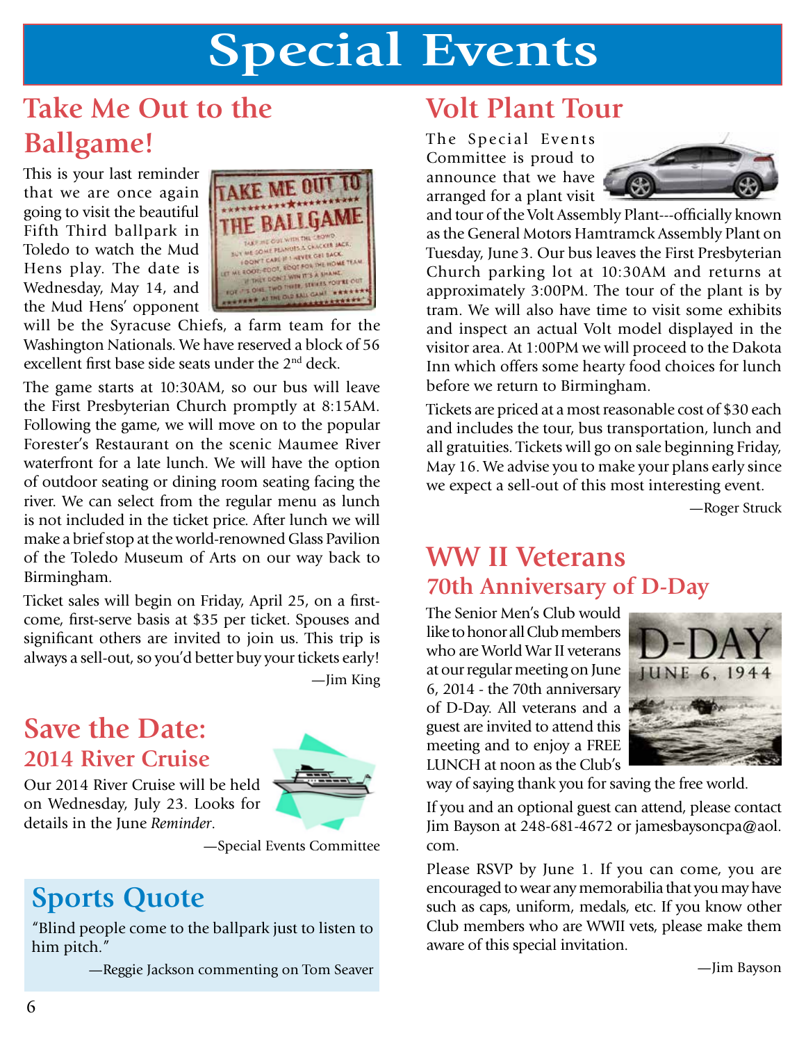# Special Events

## Take Me Out to the Ballgame!

This is your last reminder that we are once again going to visit the beautiful Fifth Third ballpark in Toledo to watch the Mud Hens play. The date is Wednesday, May 14, and the Mud Hens' opponent will be the Syracuse Chiefs, a farm team for the Washington Nationals. We have reserved a block of 56 excellent first base side seats under the 2nd deck.

The game starts at 10:30AM, so our bus will leave the First Presbyterian Church promptly at 8:15AM. Following the game, we will move on to the popular Forester's Restaurant on the scenic Maumee River waterfront for a late lunch. We will have the option of outdoor seating or dining room seating facing the river. We can select from the regular menu as lunch is not included in the ticket price. After lunch we will make a brief stop at the world-renowned Glass Pavilion of the Toledo Museum of Arts on our way back to Birmingham.

Ticket sales will begin on Friday, April 25, on a first-come, first-serve basis at $35 per ticket. Spouses and significant others are invited to join us. This trip is always a sell-out, so you'd better buy your tickets early!

—Jim King

## Save the Date:
### 2014 River Cruise

Our 2014 River Cruise will be held on Wednesday, July 23. Looks for details in the June *Reminder*.

—Special Events Committee

## Sports Quote

"Blind people come to the ballpark just to listen to him pitch."

—Reggie Jackson commenting on Tom Seaver

## Volt Plant Tour

The Special Events Committee is proud to announce that we have arranged for a plant visit and tour of the Volt Assembly Plant---officially known as the General Motors Hamtramck Assembly Plant on Tuesday, June 3. Our bus leaves the First Presbyterian Church parking lot at 10:30AM and returns at approximately 3:00PM. The tour of the plant is by tram. We will also have time to visit some exhibits and inspect an actual Volt model displayed in the visitor area. At 1:00PM we will proceed to the Dakota Inn which offers some hearty food choices for lunch before we return to Birmingham.

Tickets are priced at a most reasonable cost of $30 each and includes the tour, bus transportation, lunch and all gratuities. Tickets will go on sale beginning Friday, May 16. We advise you to make your plans early since we expect a sell-out of this most interesting event.

—Roger Struck

## WW II Veterans
### 70th Anniversary of D-Day

The Senior Men's Club would like to honor all Club members who are World War II veterans at our regular meeting on June 6, 2014 - the 70th anniversary of D-Day. All veterans and a guest are invited to attend this meeting and to enjoy a FREE LUNCH at noon as the Club's way of saying thank you for saving the free world.

If you and an optional guest can attend, please contact Jim Bayson at 248-681-4672 or jamesbaysoncpa@aol.com.

Please RSVP by June 1. If you can come, you are encouraged to wear any memorabilia that you may have such as caps, uniform, medals, etc. If you know other Club members who are WWII vets, please make them aware of this special invitation.

—Jim Bayson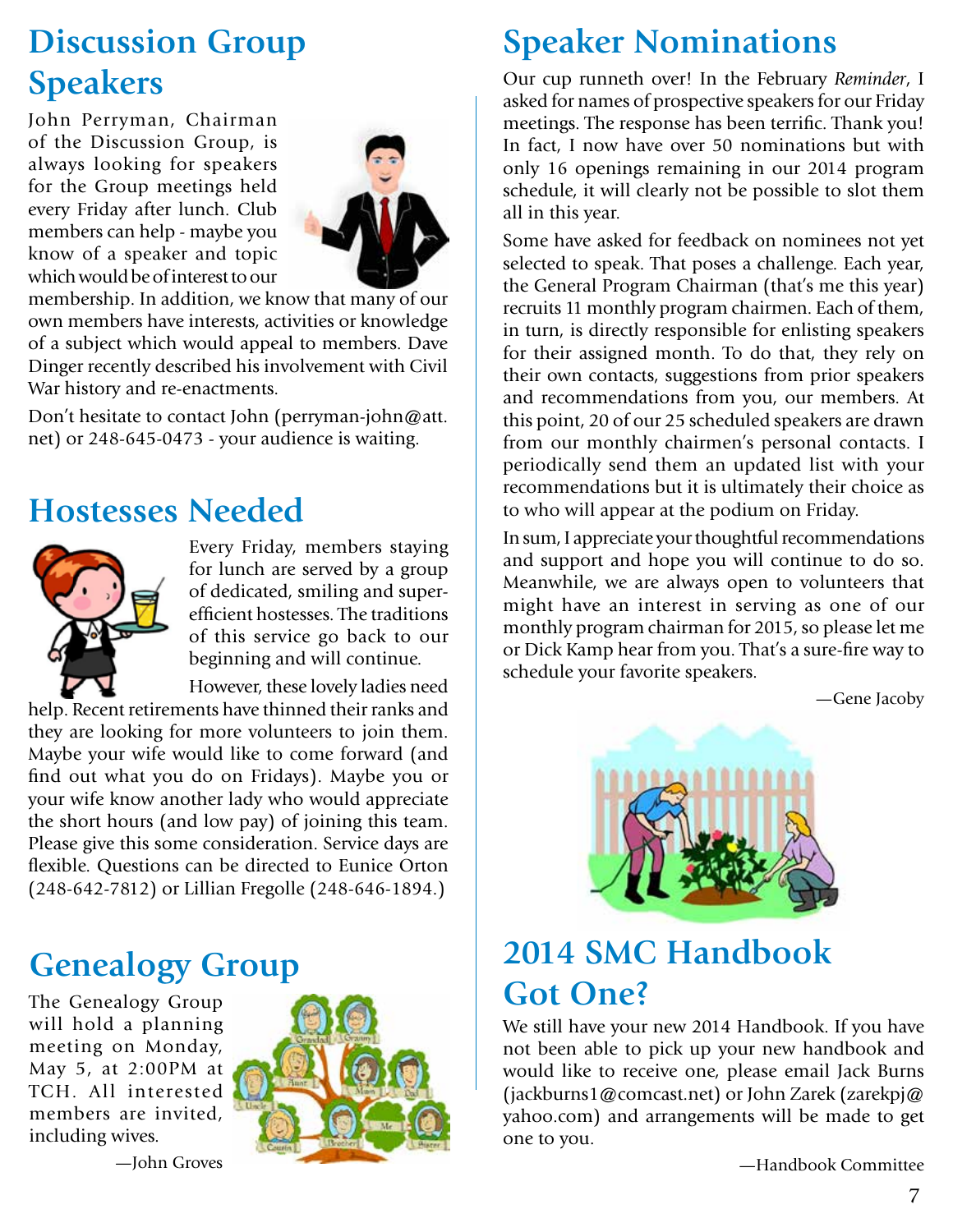## Discussion Group Speakers

John Perryman, Chairman of the Discussion Group, is always looking for speakers for the Group meetings held every Friday after lunch. Club members can help - maybe you know of a speaker and topic which would be of interest to our membership. In addition, we know that many of our own members have interests, activities or knowledge of a subject which would appeal to members. Dave Dinger recently described his involvement with Civil War history and re-enactments.

Don't hesitate to contact John (perryman-john@att.net) or 248-645-0473 - your audience is waiting.

## Hostesses Needed

Every Friday, members staying for lunch are served by a group of dedicated, smiling and super-efficient hostesses. The traditions of this service go back to our beginning and will continue.

However, these lovely ladies need help. Recent retirements have thinned their ranks and they are looking for more volunteers to join them. Maybe your wife would like to come forward (and find out what you do on Fridays). Maybe you or your wife know another lady who would appreciate the short hours (and low pay) of joining this team. Please give this some consideration. Service days are flexible. Questions can be directed to Eunice Orton (248-642-7812) or Lillian Fregolle (248-646-1894.)

## Genealogy Group

The Genealogy Group will hold a planning meeting on Monday, May 5, at 2:00PM at TCH. All interested members are invited, including wives.

—John Groves

## Speaker Nominations

Our cup runneth over! In the February *Reminder*, I asked for names of prospective speakers for our Friday meetings. The response has been terrific. Thank you! In fact, I now have over 50 nominations but with only 16 openings remaining in our 2014 program schedule, it will clearly not be possible to slot them all in this year.

Some have asked for feedback on nominees not yet selected to speak. That poses a challenge. Each year, the General Program Chairman (that's me this year) recruits 11 monthly program chairmen. Each of them, in turn, is directly responsible for enlisting speakers for their assigned month. To do that, they rely on their own contacts, suggestions from prior speakers and recommendations from you, our members. At this point, 20 of our 25 scheduled speakers are drawn from our monthly chairmen's personal contacts. I periodically send them an updated list with your recommendations but it is ultimately their choice as to who will appear at the podium on Friday.

In sum, I appreciate your thoughtful recommendations and support and hope you will continue to do so. Meanwhile, we are always open to volunteers that might have an interest in serving as one of our monthly program chairman for 2015, so please let me or Dick Kamp hear from you. That's a sure-fire way to schedule your favorite speakers.

—Gene Jacoby

## 2014 SMC Handbook Got One?

We still have your new 2014 Handbook. If you have not been able to pick up your new handbook and would like to receive one, please email Jack Burns (jackburns1@comcast.net) or John Zarek (zarekpj@yahoo.com) and arrangements will be made to get one to you.

—Handbook Committee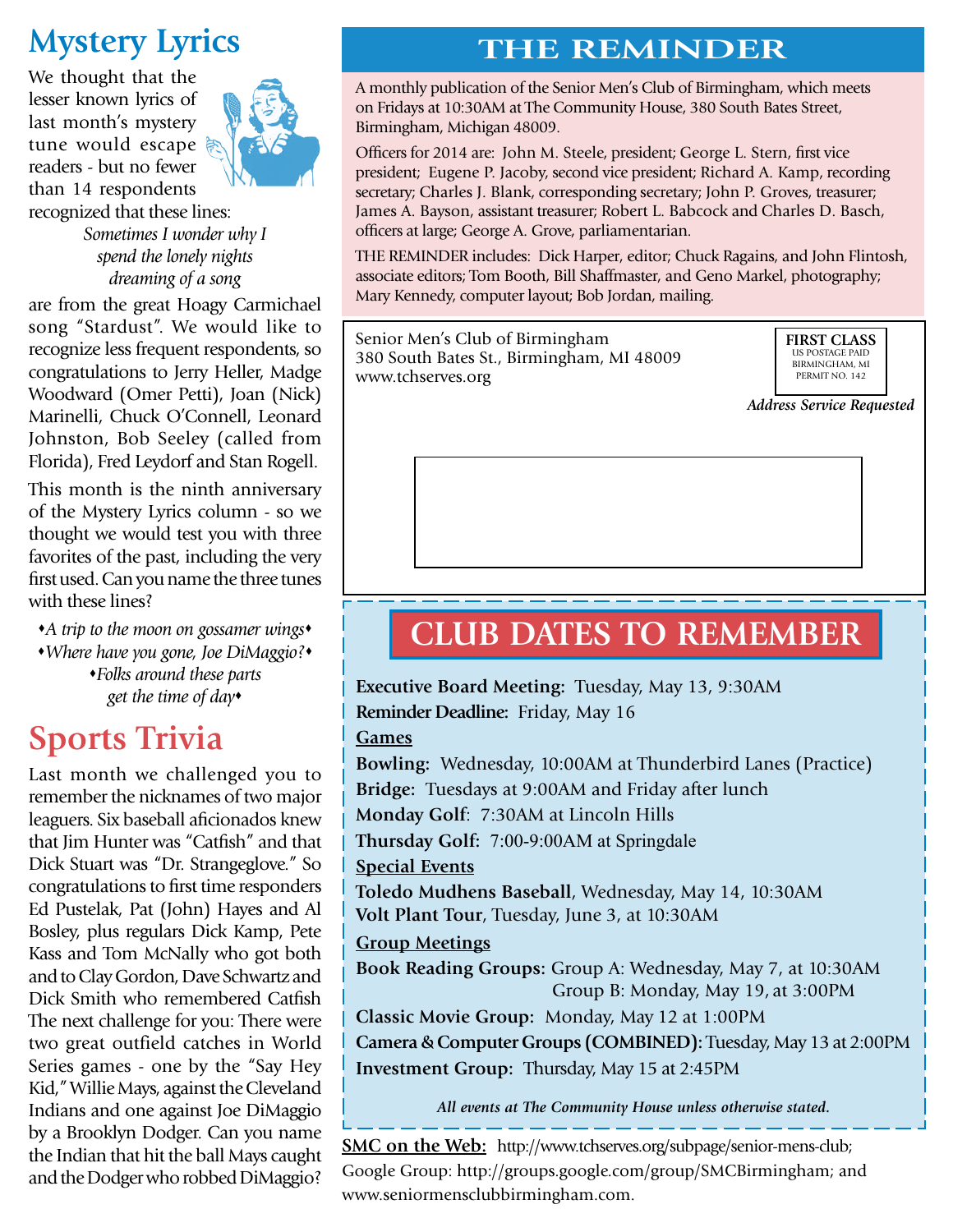# Mystery Lyrics

We thought that the lesser known lyrics of last month's mystery tune would escape readers - but no fewer than 14 respondents recognized that these lines:

*Sometimes I wonder why I spend the lonely nights dreaming of a song*

are from the great Hoagy Carmichael song "Stardust". We would like to recognize less frequent respondents, so congratulations to Jerry Heller, Madge Woodward (Omer Petti), Joan (Nick) Marinelli, Chuck O'Connell, Leonard Johnston, Bob Seeley (called from Florida), Fred Leydorf and Stan Rogell.

This month is the ninth anniversary of the Mystery Lyrics column - so we thought we would test you with three favorites of the past, including the very first used. Can you name the three tunes with these lines?

♦*A trip to the moon on gossamer wings*♦
♦*Where have you gone, Joe DiMaggio?*♦
♦*Folks around these parts get the time of day*♦

# Sports Trivia

Last month we challenged you to remember the nicknames of two major leaguers. Six baseball aficionados knew that Jim Hunter was "Catfish" and that Dick Stuart was "Dr. Strangeglove." So congratulations to first time responders Ed Pustelak, Pat (John) Hayes and Al Bosley, plus regulars Dick Kamp, Pete Kass and Tom McNally who got both and to Clay Gordon, Dave Schwartz and Dick Smith who remembered Catfish The next challenge for you: There were two great outfield catches in World Series games - one by the "Say Hey Kid," Willie Mays, against the Cleveland Indians and one against Joe DiMaggio by a Brooklyn Dodger. Can you name the Indian that hit the ball Mays caught and the Dodger who robbed DiMaggio?

# THE REMINDER

A monthly publication of the Senior Men's Club of Birmingham, which meets on Fridays at 10:30AM at The Community House, 380 South Bates Street, Birmingham, Michigan 48009.

Officers for 2014 are: John M. Steele, president; George L. Stern, first vice president; Eugene P. Jacoby, second vice president; Richard A. Kamp, recording secretary; Charles J. Blank, corresponding secretary; John P. Groves, treasurer; James A. Bayson, assistant treasurer; Robert L. Babcock and Charles D. Basch, officers at large; George A. Grove, parliamentarian.

THE REMINDER includes: Dick Harper, editor; Chuck Ragains, and John Flintosh, associate editors; Tom Booth, Bill Shaffmaster, and Geno Markel, photography; Mary Kennedy, computer layout; Bob Jordan, mailing.

Senior Men's Club of Birmingham
380 South Bates St., Birmingham, MI 48009
www.tchserves.org

**FIRST CLASS**
US POSTAGE PAID
BIRMINGHAM, MI
PERMIT NO. 142

*Address Service Requested*

# CLUB DATES TO REMEMBER

**Executive Board Meeting:** Tuesday, May 13, 9:30AM
**Reminder Deadline:** Friday, May 16

**Games**

**Bowling:** Wednesday, 10:00AM at Thunderbird Lanes (Practice)
**Bridge:** Tuesdays at 9:00AM and Friday after lunch
**Monday Golf**: 7:30AM at Lincoln Hills
**Thursday Golf:** 7:00-9:00AM at Springdale

**Special Events**

**Toledo Mudhens Baseball**, Wednesday, May 14, 10:30AM
**Volt Plant Tour**, Tuesday, June 3, at 10:30AM

**Group Meetings**

**Book Reading Groups:** Group A: Wednesday, May 7, at 10:30AM
Group B: Monday, May 19, at 3:00PM
**Classic Movie Group:** Monday, May 12 at 1:00PM
**Camera & Computer Groups (COMBINED):** Tuesday, May 13 at 2:00PM
**Investment Group:** Thursday, May 15 at 2:45PM

*All events at The Community House unless otherwise stated.*

**SMC on the Web:** http://www.tchserves.org/subpage/senior-mens-club; Google Group: http://groups.google.com/group/SMCBirmingham; and www.seniormensclubbirmingham.com.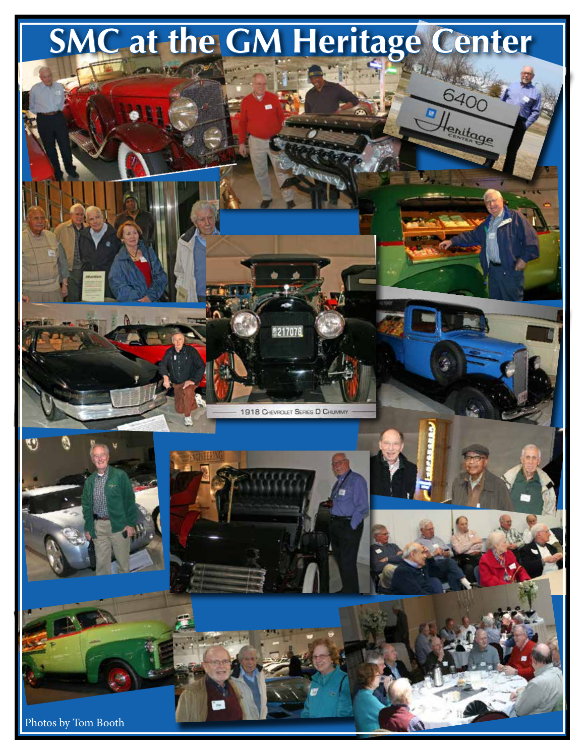# SMC at the GM Heritage Center

Photos by Tom Booth